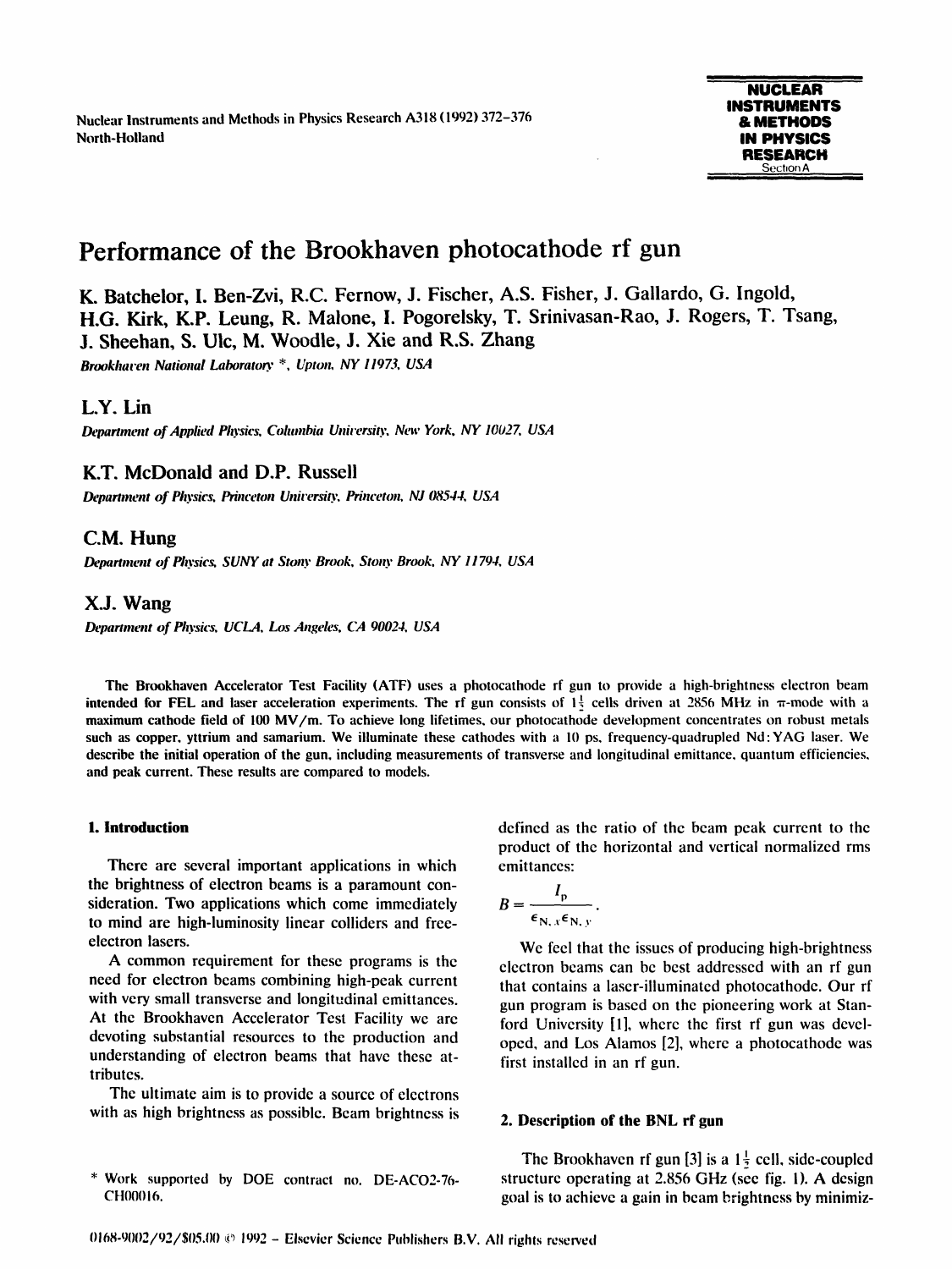# Performance of the Brookhaven photocathode rf gun

K. Batchelor, I. Ben-Zvi, R.C. Fernow, J. Fischer, A.S. Fisher, J. Gallardo, G. Ingold, H.G. Kirk, K.P. Leung, R. Malone, I. Pogorelsky, T. Srinivasan-Rao, J. Rogers, T. Tsang, J. Sheehan, S. Ulc, M. Woodle, J. Xie and R.S. Zhang

*Brookhaven National Laboratory \*, Upton, NY 11973, USA*

L.Y. Lin

*Department of Applied Physics, Columbia University, New York, NY 10027, USA*

K.T. McDonald and D.P. Russell

*Department of Physics, Princeton University, Princeton, NJ 08544, USA*

C.M. Hung

*Department of Physics, SUNY at Stony Brook, Stony Brook, NY 11794, USA*

X.J. Wang

*Department of Physics, UCLA, Los Angeles, CA 90024, USA*

**The Brookhaven Accelerator Test Facility (ATF) uses a photocathode rf gun to provide a high-brightness electron beam intended for FEL and laser acceleration experiments. The rf gun consists of $1\frac{1}{2}$ cells driven at 2856 MHz in $\pi$-mode with a maximum cathode field of 100 MV/m. To achieve long lifetimes, our photocathode development concentrates on robust metals such as copper, yttrium and samarium. We illuminate these cathodes with a 10 ps, frequency-quadrupled Nd:YAG laser. We describe the initial operation of the gun, including measurements of transverse and longitudinal emittance, quantum efficiencies, and peak current. These results are compared to models.**

## 1. Introduction

There are several important applications in which the brightness of electron beams is a paramount consideration. Two applications which come immediately to mind are high-luminosity linear colliders and free-electron lasers.

A common requirement for these programs is the need for electron beams combining high-peak current with very small transverse and longitudinal emittances. At the Brookhaven Accelerator Test Facility we are devoting substantial resources to the production and understanding of electron beams that have these attributes.

The ultimate aim is to provide a source of electrons with as high brightness as possible. Beam brightness is defined as the ratio of the beam peak current to the product of the horizontal and vertical normalized rms emittances:

$$B = \frac{I_p}{\epsilon_{N,x}\epsilon_{N,y}}.$$

We feel that the issues of producing high-brightness electron beams can be best addressed with an rf gun that contains a laser-illuminated photocathode. Our rf gun program is based on the pioneering work at Stanford University [1], where the first rf gun was developed, and Los Alamos [2], where a photocathode was first installed in an rf gun.

## 2. Description of the BNL rf gun

The Brookhaven rf gun [3] is a $1\frac{1}{2}$ cell, side-coupled structure operating at 2.856 GHz (see fig. 1). A design goal is to achieve a gain in beam brightness by minimiz-

\* Work supported by DOE contract no. DE-AC02-76-CH00016.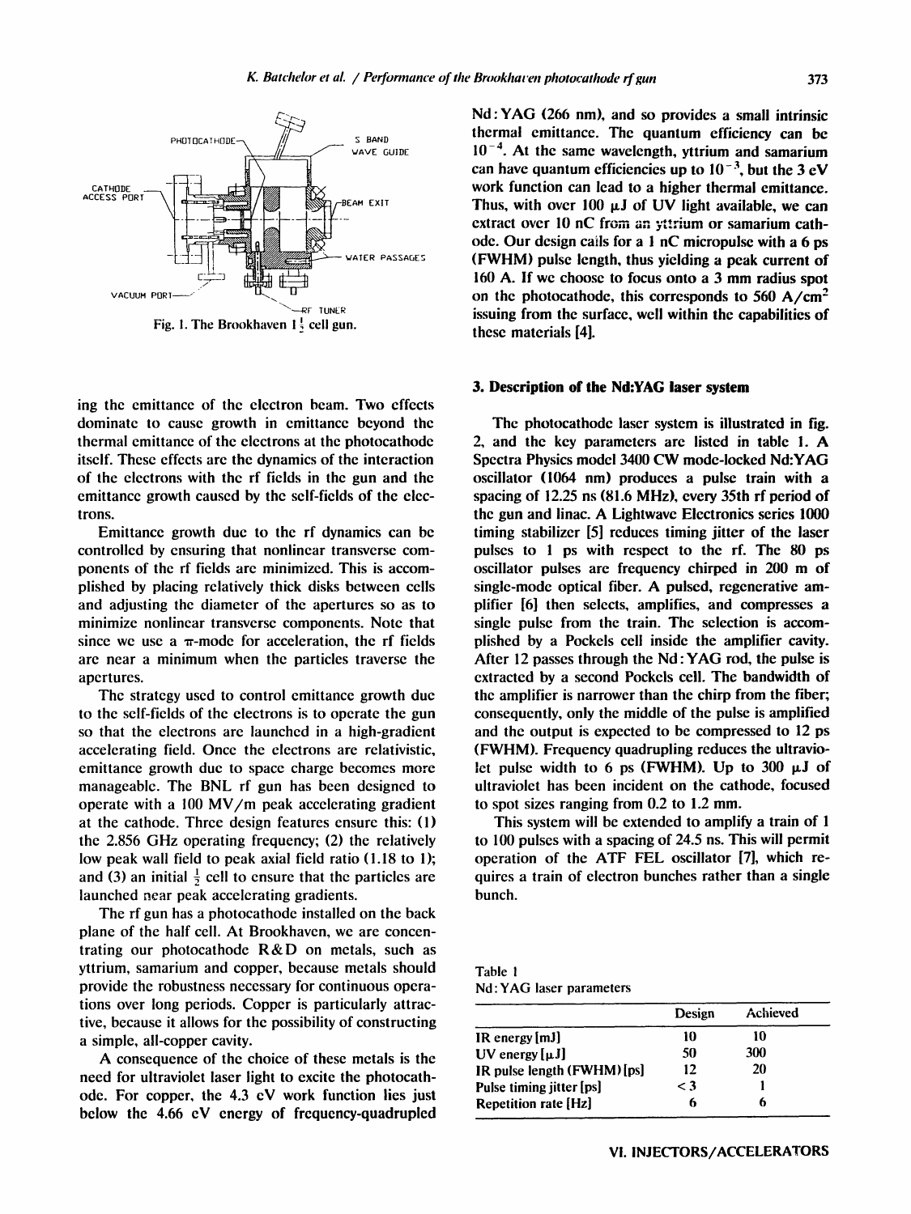PHOTOCATHODE

S BAND WAVE GUIDE

CATHODE ACCESS PORT

BEAM EXIT

WATER PASSAGES

VACUUM PORT

RF TUNER

Fig. 1. The Brookhaven $1\frac{1}{2}$ cell gun.

ing the emittance of the electron beam. Two effects dominate to cause growth in emittance beyond the thermal emittance of the electrons at the photocathode itself. These effects are the dynamics of the interaction of the electrons with the rf fields in the gun and the emittance growth caused by the self-fields of the electrons.

Emittance growth due to the rf dynamics can be controlled by ensuring that nonlinear transverse components of the rf fields are minimized. This is accomplished by placing relatively thick disks between cells and adjusting the diameter of the apertures so as to minimize nonlinear transverse components. Note that since we use a $\pi$-mode for acceleration, the rf fields are near a minimum when the particles traverse the apertures.

The strategy used to control emittance growth due to the self-fields of the electrons is to operate the gun so that the electrons are launched in a high-gradient accelerating field. Once the electrons are relativistic, emittance growth due to space charge becomes more manageable. The BNL rf gun has been designed to operate with a 100 MV/m peak accelerating gradient at the cathode. Three design features ensure this: (1) the 2.856 GHz operating frequency; (2) the relatively low peak wall field to peak axial field ratio (1.18 to 1); and (3) an initial $\frac{1}{2}$ cell to ensure that the particles are launched near peak accelerating gradients.

The rf gun has a photocathode installed on the back plane of the half cell. At Brookhaven, we are concentrating our photocathode R&D on metals, such as yttrium, samarium and copper, because metals should provide the robustness necessary for continuous operations over long periods. Copper is particularly attractive, because it allows for the possibility of constructing a simple, all-copper cavity.

A consequence of the choice of these metals is the need for ultraviolet laser light to excite the photocathode. For copper, the 4.3 eV work function lies just below the 4.66 eV energy of frequency-quadrupled Nd:YAG (266 nm), and so provides a small intrinsic thermal emittance. The quantum efficiency can be $10^{-4}$. At the same wavelength, yttrium and samarium can have quantum efficiencies up to $10^{-3}$, but the 3 eV work function can lead to a higher thermal emittance. Thus, with over 100 μJ of UV light available, we can extract over 10 nC from an yttrium or samarium cathode. Our design calls for a 1 nC micropulse with a 6 ps (FWHM) pulse length, thus yielding a peak current of 160 A. If we choose to focus onto a 3 mm radius spot on the photocathode, this corresponds to 560 A/cm$^2$ issuing from the surface, well within the capabilities of these materials [4].

## 3. Description of the Nd:YAG laser system

The photocathode laser system is illustrated in fig. 2, and the key parameters are listed in table 1. A Spectra Physics model 3400 CW mode-locked Nd:YAG oscillator (1064 nm) produces a pulse train with a spacing of 12.25 ns (81.6 MHz), every 35th rf period of the gun and linac. A Lightwave Electronics series 1000 timing stabilizer [5] reduces timing jitter of the laser pulses to 1 ps with respect to the rf. The 80 ps oscillator pulses are frequency chirped in 200 m of single-mode optical fiber. A pulsed, regenerative amplifier [6] then selects, amplifies, and compresses a single pulse from the train. The selection is accomplished by a Pockels cell inside the amplifier cavity. After 12 passes through the Nd:YAG rod, the pulse is extracted by a second Pockels cell. The bandwidth of the amplifier is narrower than the chirp from the fiber; consequently, only the middle of the pulse is amplified and the output is expected to be compressed to 12 ps (FWHM). Frequency quadrupling reduces the ultraviolet pulse width to 6 ps (FWHM). Up to 300 μJ of ultraviolet has been incident on the cathode, focused to spot sizes ranging from 0.2 to 1.2 mm.

This system will be extended to amplify a train of 1 to 100 pulses with a spacing of 24.5 ns. This will permit operation of the ATF FEL oscillator [7], which requires a train of electron bunches rather than a single bunch.

Table 1
Nd:YAG laser parameters

| | Design | Achieved |
|---|---|---|
| IR energy [mJ] | 10 | 10 |
| UV energy [μJ] | 50 | 300 |
| IR pulse length (FWHM) [ps] | 12 | 20 |
| Pulse timing jitter [ps] | < 3 | 1 |
| Repetition rate [Hz] | 6 | 6 |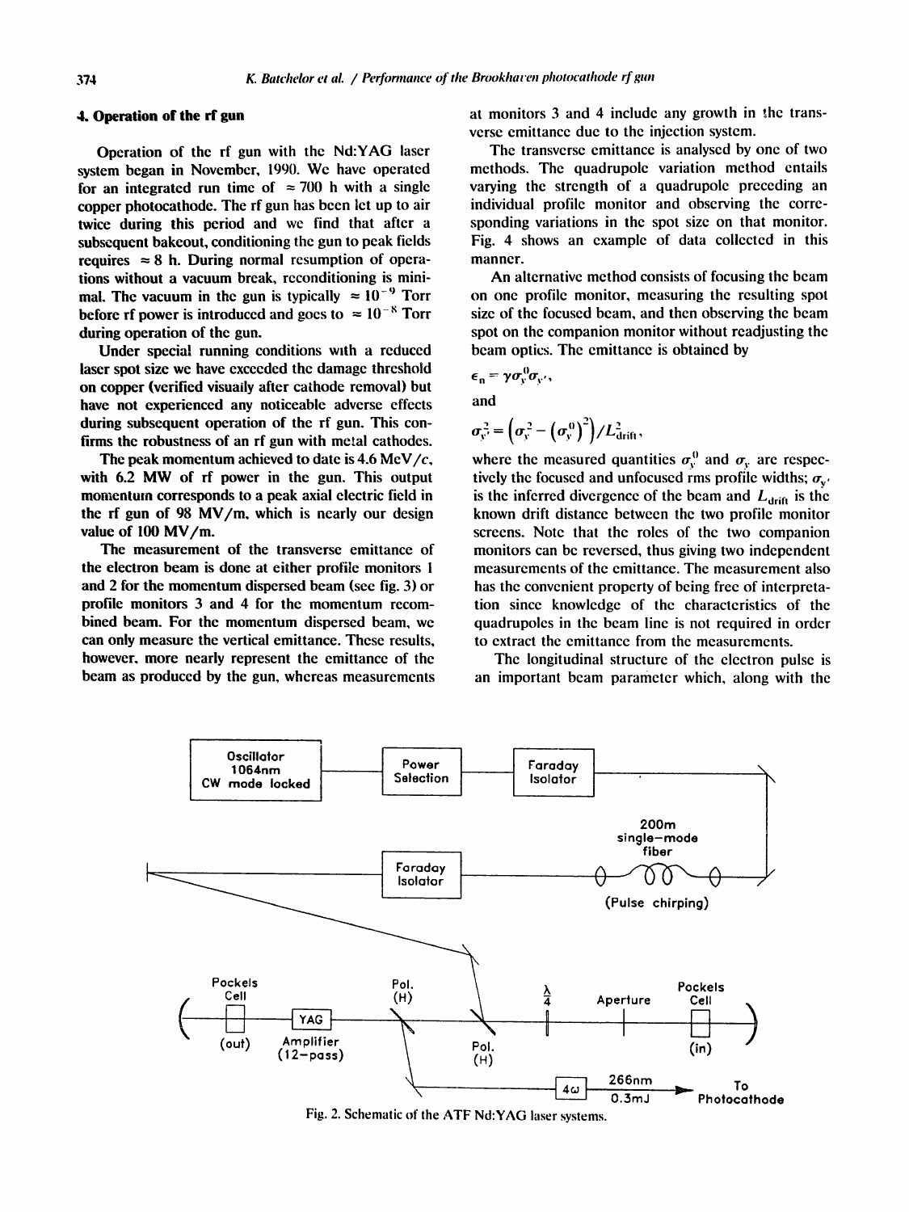## 4. Operation of the rf gun

Operation of the rf gun with the Nd:YAG laser system began in November, 1990. We have operated for an integrated run time of ≈ 700 h with a single copper photocathode. The rf gun has been let up to air twice during this period and we find that after a subsequent bakeout, conditioning the gun to peak fields requires ≈ 8 h. During normal resumption of operations without a vacuum break, reconditioning is minimal. The vacuum in the gun is typically ≈ $10^{-9}$ Torr before rf power is introduced and goes to ≈ $10^{-8}$ Torr during operation of the gun.

Under special running conditions with a reduced laser spot size we have exceeded the damage threshold on copper (verified visually after cathode removal) but have not experienced any noticeable adverse effects during subsequent operation of the rf gun. This confirms the robustness of an rf gun with metal cathodes.

The peak momentum achieved to date is 4.6 MeV/$c$, with 6.2 MW of rf power in the gun. This output momentum corresponds to a peak axial electric field in the rf gun of 98 MV/m, which is nearly our design value of 100 MV/m.

The measurement of the transverse emittance of the electron beam is done at either profile monitors 1 and 2 for the momentum dispersed beam (see fig. 3) or profile monitors 3 and 4 for the momentum recombined beam. For the momentum dispersed beam, we can only measure the vertical emittance. These results, however, more nearly represent the emittance of the beam as produced by the gun, whereas measurements at monitors 3 and 4 include any growth in the transverse emittance due to the injection system.

The transverse emittance is analysed by one of two methods. The quadrupole variation method entails varying the strength of a quadrupole preceding an individual profile monitor and observing the corresponding variations in the spot size on that monitor. Fig. 4 shows an example of data collected in this manner.

An alternative method consists of focusing the beam on one profile monitor, measuring the resulting spot size of the focused beam, and then observing the beam spot on the companion monitor without readjusting the beam optics. The emittance is obtained by

$$\epsilon_n = \gamma \sigma_y^0 \sigma_{y'},$$

and

$$\sigma_{y'}^2 = \left(\sigma_y^2 - \left(\sigma_y^0\right)^2\right)/L_{\text{drift}}^2,$$

where the measured quantities $\sigma_y^0$ and $\sigma_y$ are respectively the focused and unfocused rms profile widths; $\sigma_{y'}$ is the inferred divergence of the beam and $L_{\text{drift}}$ is the known drift distance between the two profile monitor screens. Note that the roles of the two companion monitors can be reversed, thus giving two independent measurements of the emittance. The measurement also has the convenient property of being free of interpretation since knowledge of the characteristics of the quadrupoles in the beam line is not required in order to extract the emittance from the measurements.

The longitudinal structure of the electron pulse is an important beam parameter which, along with the

Fig. 2. Schematic of the ATF Nd:YAG laser systems.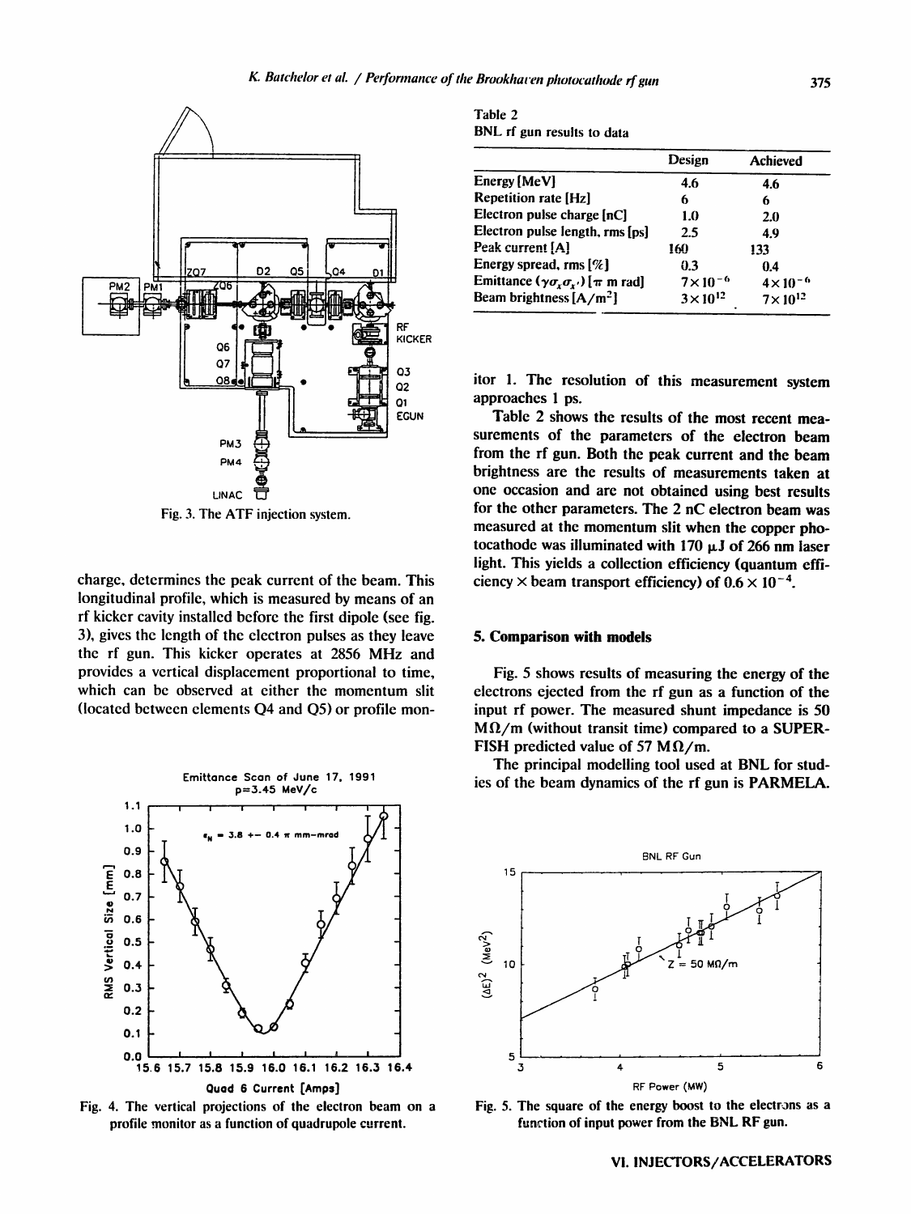Fig. 3. The ATF injection system.

charge, determines the peak current of the beam. This longitudinal profile, which is measured by means of an rf kicker cavity installed before the first dipole (see fig. 3), gives the length of the electron pulses as they leave the rf gun. This kicker operates at 2856 MHz and provides a vertical displacement proportional to time, which can be observed at either the momentum slit (located between elements Q4 and Q5) or profile monitor 1. The resolution of this measurement system approaches 1 ps.

Fig. 4. The vertical projections of the electron beam on a profile monitor as a function of quadrupole current.

Table 2
BNL rf gun results to data

| | Design | Achieved |
|---|---|---|
| Energy [MeV] | 4.6 | 4.6 |
| Repetition rate [Hz] | 6 | 6 |
| Electron pulse charge [nC] | 1.0 | 2.0 |
| Electron pulse length, rms [ps] | 2.5 | 4.9 |
| Peak current [A] | 160 | 133 |
| Energy spread, rms [%] | 0.3 | 0.4 |
| Emittance ($\gamma\sigma_x\sigma_{x'}$) [$\pi$ m rad] | $7\times10^{-6}$ | $4\times10^{-6}$ |
| Beam brightness [A/m$^2$] | $3\times10^{12}$ | $7\times10^{12}$ |

Table 2 shows the results of the most recent measurements of the parameters of the electron beam from the rf gun. Both the peak current and the beam brightness are the results of measurements taken at one occasion and are not obtained using best results for the other parameters. The 2 nC electron beam was measured at the momentum slit when the copper photocathode was illuminated with 170 μJ of 266 nm laser light. This yields a collection efficiency (quantum efficiency × beam transport efficiency) of $0.6\times10^{-4}$.

## 5. Comparison with models

Fig. 5 shows results of measuring the energy of the electrons ejected from the rf gun as a function of the input rf power. The measured shunt impedance is 50 MΩ/m (without transit time) compared to a SUPERFISH predicted value of 57 MΩ/m.

The principal modelling tool used at BNL for studies of the beam dynamics of the rf gun is PARMELA.

Fig. 5. The square of the energy boost to the electrons as a function of input power from the BNL RF gun.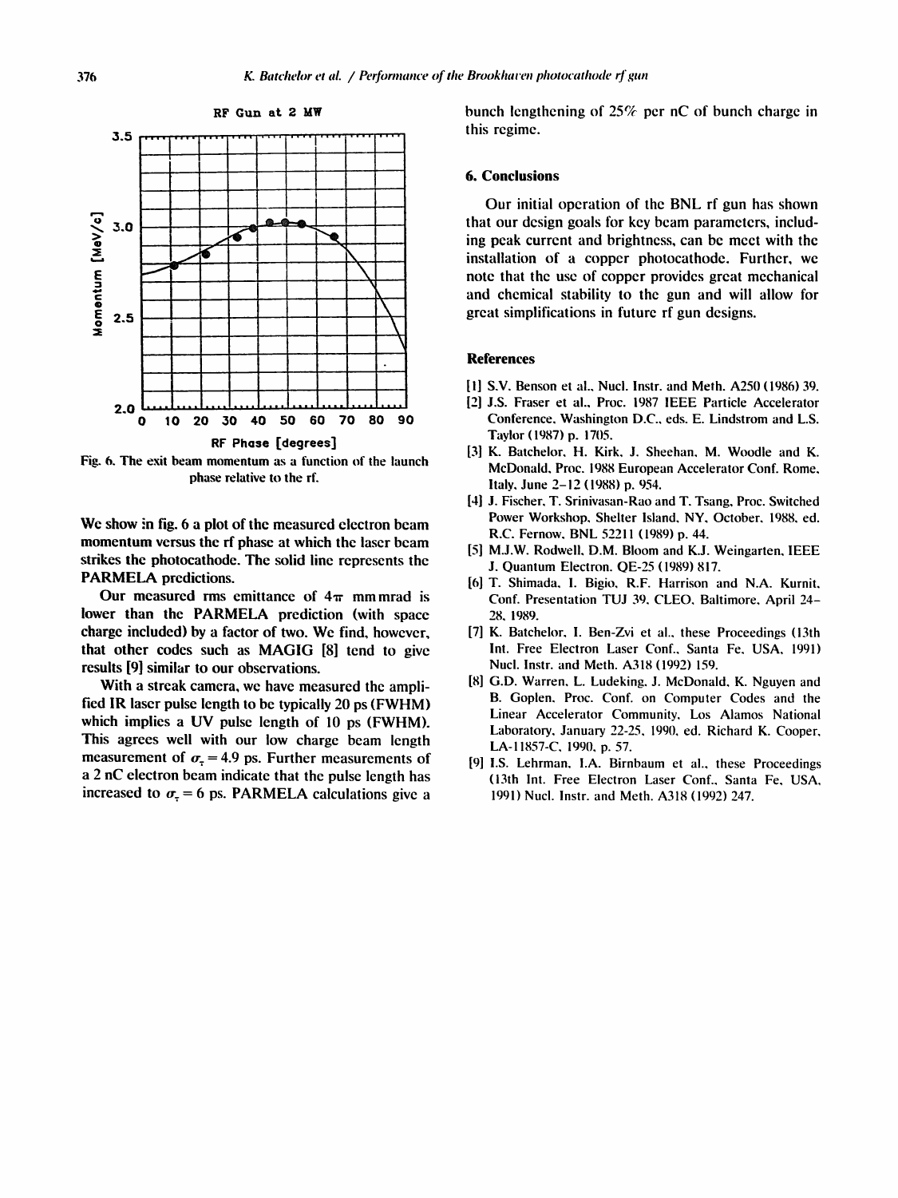RF Gun at 2 MW

3.5

3.0

2.5

2.0

Momentum [MeV/c]

0 10 20 30 40 50 60 70 80 90

RF Phase [degrees]

Fig. 6. The exit beam momentum as a function of the launch phase relative to the rf.

We show in fig. 6 a plot of the measured electron beam momentum versus the rf phase at which the laser beam strikes the photocathode. The solid line represents the PARMELA predictions.

Our measured rms emittance of $4\pi$ mm mrad is lower than the PARMELA prediction (with space charge included) by a factor of two. We find, however, that other codes such as MAGIG [8] tend to give results [9] similar to our observations.

With a streak camera, we have measured the amplified IR laser pulse length to be typically 20 ps (FWHM) which implies a UV pulse length of 10 ps (FWHM). This agrees well with our low charge beam length measurement of $\sigma_\tau = 4.9$ ps. Further measurements of a 2 nC electron beam indicate that the pulse length has increased to $\sigma_\tau = 6$ ps. PARMELA calculations give a bunch lengthening of 25% per nC of bunch charge in this regime.

## 6. Conclusions

Our initial operation of the BNL rf gun has shown that our design goals for key beam parameters, including peak current and brightness, can be meet with the installation of a copper photocathode. Further, we note that the use of copper provides great mechanical and chemical stability to the gun and will allow for great simplifications in future rf gun designs.

## References

[1] S.V. Benson et al., Nucl. Instr. and Meth. A250 (1986) 39.

[2] J.S. Fraser et al., Proc. 1987 IEEE Particle Accelerator Conference, Washington D.C., eds. E. Lindstrom and L.S. Taylor (1987) p. 1705.

[3] K. Batchelor, H. Kirk, J. Sheehan, M. Woodle and K. McDonald, Proc. 1988 European Accelerator Conf. Rome, Italy, June 2–12 (1988) p. 954.

[4] J. Fischer, T. Srinivasan-Rao and T. Tsang, Proc. Switched Power Workshop, Shelter Island, NY, October, 1988, ed. R.C. Fernow, BNL 52211 (1989) p. 44.

[5] M.J.W. Rodwell, D.M. Bloom and K.J. Weingarten, IEEE J. Quantum Electron. QE-25 (1989) 817.

[6] T. Shimada, I. Bigio, R.F. Harrison and N.A. Kurnit, Conf. Presentation TUJ 39, CLEO, Baltimore, April 24–28, 1989.

[7] K. Batchelor, I. Ben-Zvi et al., these Proceedings (13th Int. Free Electron Laser Conf., Santa Fe, USA, 1991) Nucl. Instr. and Meth. A318 (1992) 159.

[8] G.D. Warren, L. Ludeking, J. McDonald, K. Nguyen and B. Goplen, Proc. Conf. on Computer Codes and the Linear Accelerator Community, Los Alamos National Laboratory, January 22-25, 1990, ed. Richard K. Cooper, LA-11857-C, 1990, p. 57.

[9] I.S. Lehrman, I.A. Birnbaum et al., these Proceedings (13th Int. Free Electron Laser Conf., Santa Fe, USA, 1991) Nucl. Instr. and Meth. A318 (1992) 247.